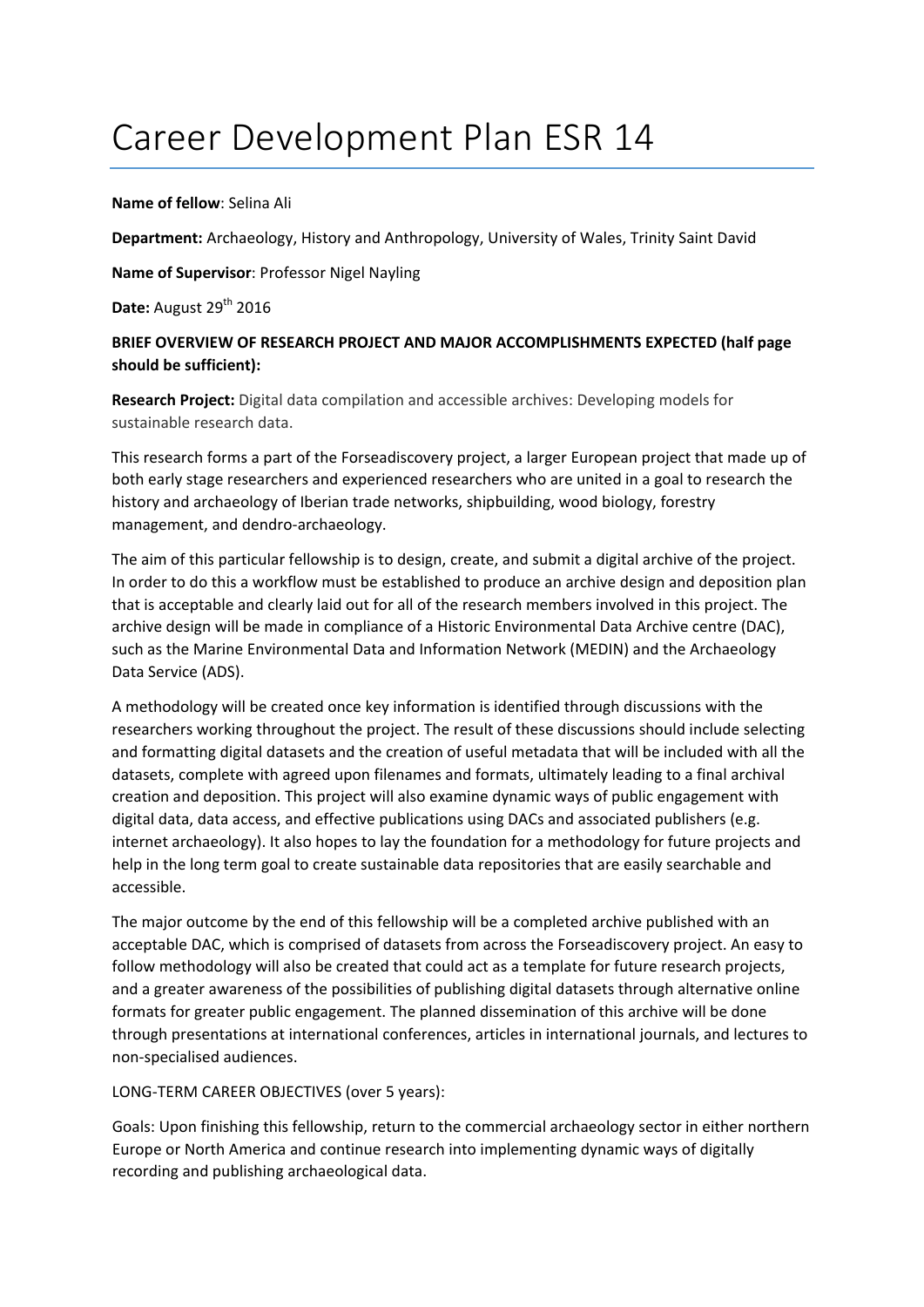# Career Development Plan ESR 14

**Name of fellow**: Selina Ali

**Department:** Archaeology, History and Anthropology, University of Wales, Trinity Saint David

**Name of Supervisor**: Professor Nigel Nayling

**Date:** August 29th 2016

**BRIEF OVERVIEW OF RESEARCH PROJECT AND MAJOR ACCOMPLISHMENTS EXPECTED (half page should be sufficient):**

**Research Project:** Digital data compilation and accessible archives: Developing models for sustainable research data.

This research forms a part of the Forseadiscovery project, a larger European project that made up of both early stage researchers and experienced researchers who are united in a goal to research the history and archaeology of Iberian trade networks, shipbuilding, wood biology, forestry management, and dendro-archaeology.

The aim of this particular fellowship is to design, create, and submit a digital archive of the project. In order to do this a workflow must be established to produce an archive design and deposition plan that is acceptable and clearly laid out for all of the research members involved in this project. The archive design will be made in compliance of a Historic Environmental Data Archive centre (DAC), such as the Marine Environmental Data and Information Network (MEDIN) and the Archaeology Data Service (ADS).

A methodology will be created once key information is identified through discussions with the researchers working throughout the project. The result of these discussions should include selecting and formatting digital datasets and the creation of useful metadata that will be included with all the datasets, complete with agreed upon filenames and formats, ultimately leading to a final archival creation and deposition. This project will also examine dynamic ways of public engagement with digital data, data access, and effective publications using DACs and associated publishers (e.g. internet archaeology). It also hopes to lay the foundation for a methodology for future projects and help in the long term goal to create sustainable data repositories that are easily searchable and accessible.

The major outcome by the end of this fellowship will be a completed archive published with an acceptable DAC, which is comprised of datasets from across the Forseadiscovery project. An easy to follow methodology will also be created that could act as a template for future research projects, and a greater awareness of the possibilities of publishing digital datasets through alternative online formats for greater public engagement. The planned dissemination of this archive will be done through presentations at international conferences, articles in international journals, and lectures to non-specialised audiences.

LONG-TERM CAREER OBJECTIVES (over 5 years):

Goals: Upon finishing this fellowship, return to the commercial archaeology sector in either northern Europe or North America and continue research into implementing dynamic ways of digitally recording and publishing archaeological data.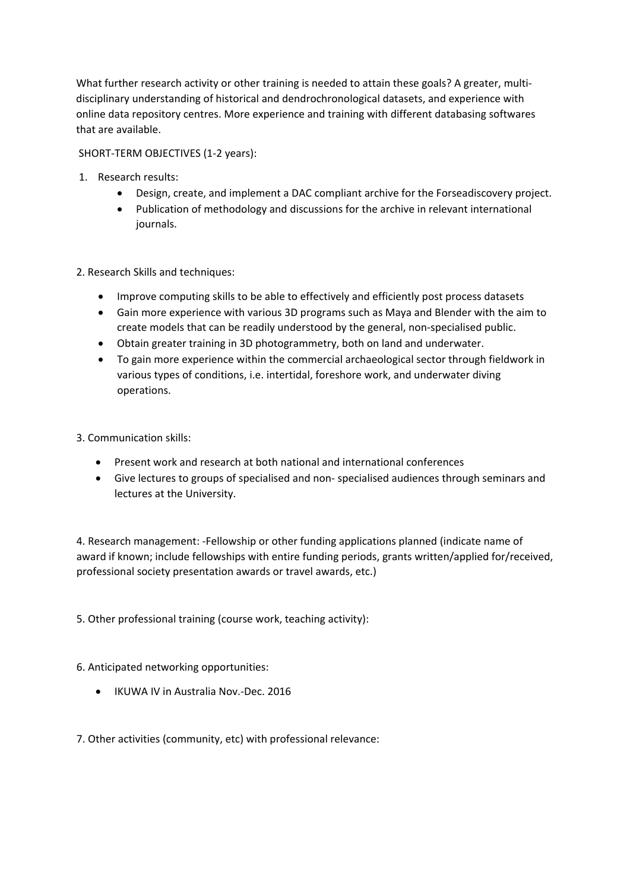What further research activity or other training is needed to attain these goals? A greater, multi-disciplinary understanding of historical and dendrochronological datasets, and experience with online data repository centres. More experience and training with different databasing softwares that are available.

SHORT-TERM OBJECTIVES (1-2 years):

1. Research results:
   - Design, create, and implement a DAC compliant archive for the Forseadiscovery project.
   - Publication of methodology and discussions for the archive in relevant international journals.

2. Research Skills and techniques:
   - Improve computing skills to be able to effectively and efficiently post process datasets
   - Gain more experience with various 3D programs such as Maya and Blender with the aim to create models that can be readily understood by the general, non-specialised public.
   - Obtain greater training in 3D photogrammetry, both on land and underwater.
   - To gain more experience within the commercial archaeological sector through fieldwork in various types of conditions, i.e. intertidal, foreshore work, and underwater diving operations.

3. Communication skills:
   - Present work and research at both national and international conferences
   - Give lectures to groups of specialised and non- specialised audiences through seminars and lectures at the University.

4. Research management: -Fellowship or other funding applications planned (indicate name of award if known; include fellowships with entire funding periods, grants written/applied for/received, professional society presentation awards or travel awards, etc.)

5. Other professional training (course work, teaching activity):

6. Anticipated networking opportunities:
   - IKUWA IV in Australia Nov.-Dec. 2016

7. Other activities (community, etc) with professional relevance: